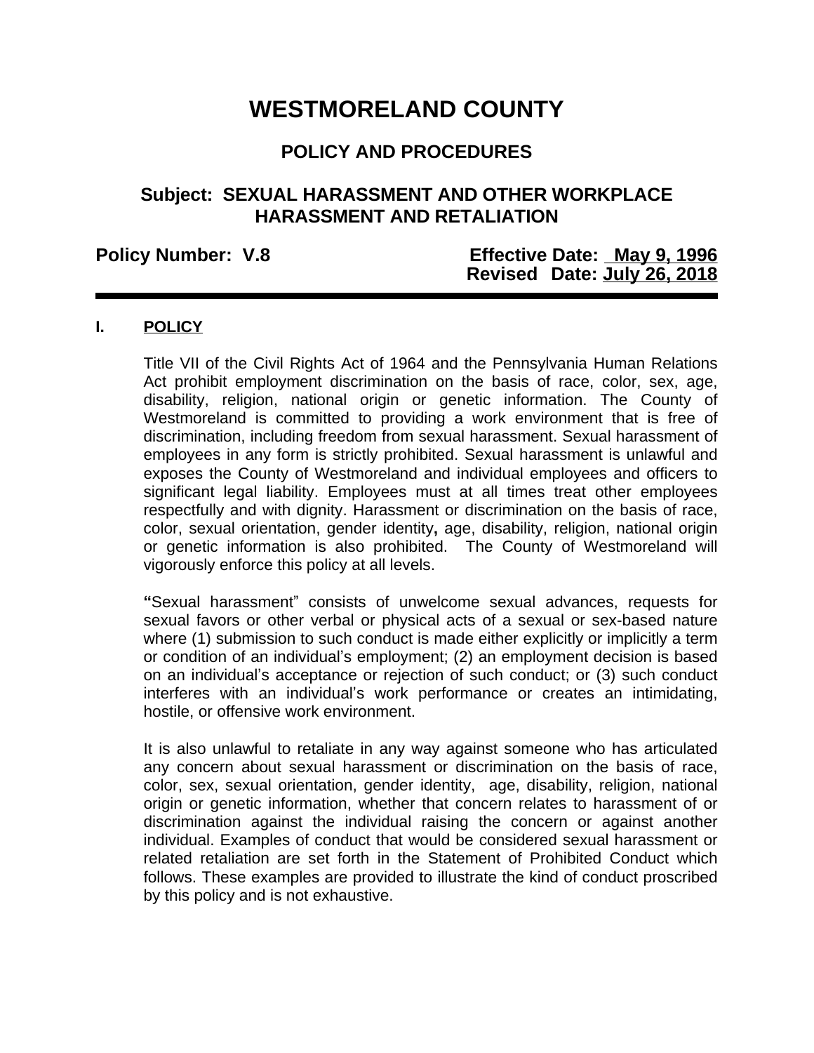# WESTMORELAND COUNTY

## POLICY AND PROCEDURES

## Subject: SEXUAL HARASSMENT AND OTHER WORKPLACE HARASSMENT AND RETALIATION

**Policy Number: V.8** **Effective Date: May 9, 1996**
**Revised Date: July 26, 2018**

---

**I. POLICY**

Title VII of the Civil Rights Act of 1964 and the Pennsylvania Human Relations Act prohibit employment discrimination on the basis of race, color, sex, age, disability, religion, national origin or genetic information. The County of Westmoreland is committed to providing a work environment that is free of discrimination, including freedom from sexual harassment. Sexual harassment of employees in any form is strictly prohibited. Sexual harassment is unlawful and exposes the County of Westmoreland and individual employees and officers to significant legal liability. Employees must at all times treat other employees respectfully and with dignity. Harassment or discrimination on the basis of race, color, sexual orientation, gender identity**,** age, disability, religion, national origin or genetic information is also prohibited. The County of Westmoreland will vigorously enforce this policy at all levels.

**"**Sexual harassment" consists of unwelcome sexual advances, requests for sexual favors or other verbal or physical acts of a sexual or sex-based nature where (1) submission to such conduct is made either explicitly or implicitly a term or condition of an individual's employment; (2) an employment decision is based on an individual's acceptance or rejection of such conduct; or (3) such conduct interferes with an individual's work performance or creates an intimidating, hostile, or offensive work environment.

It is also unlawful to retaliate in any way against someone who has articulated any concern about sexual harassment or discrimination on the basis of race, color, sex, sexual orientation, gender identity, age, disability, religion, national origin or genetic information, whether that concern relates to harassment of or discrimination against the individual raising the concern or against another individual. Examples of conduct that would be considered sexual harassment or related retaliation are set forth in the Statement of Prohibited Conduct which follows. These examples are provided to illustrate the kind of conduct proscribed by this policy and is not exhaustive.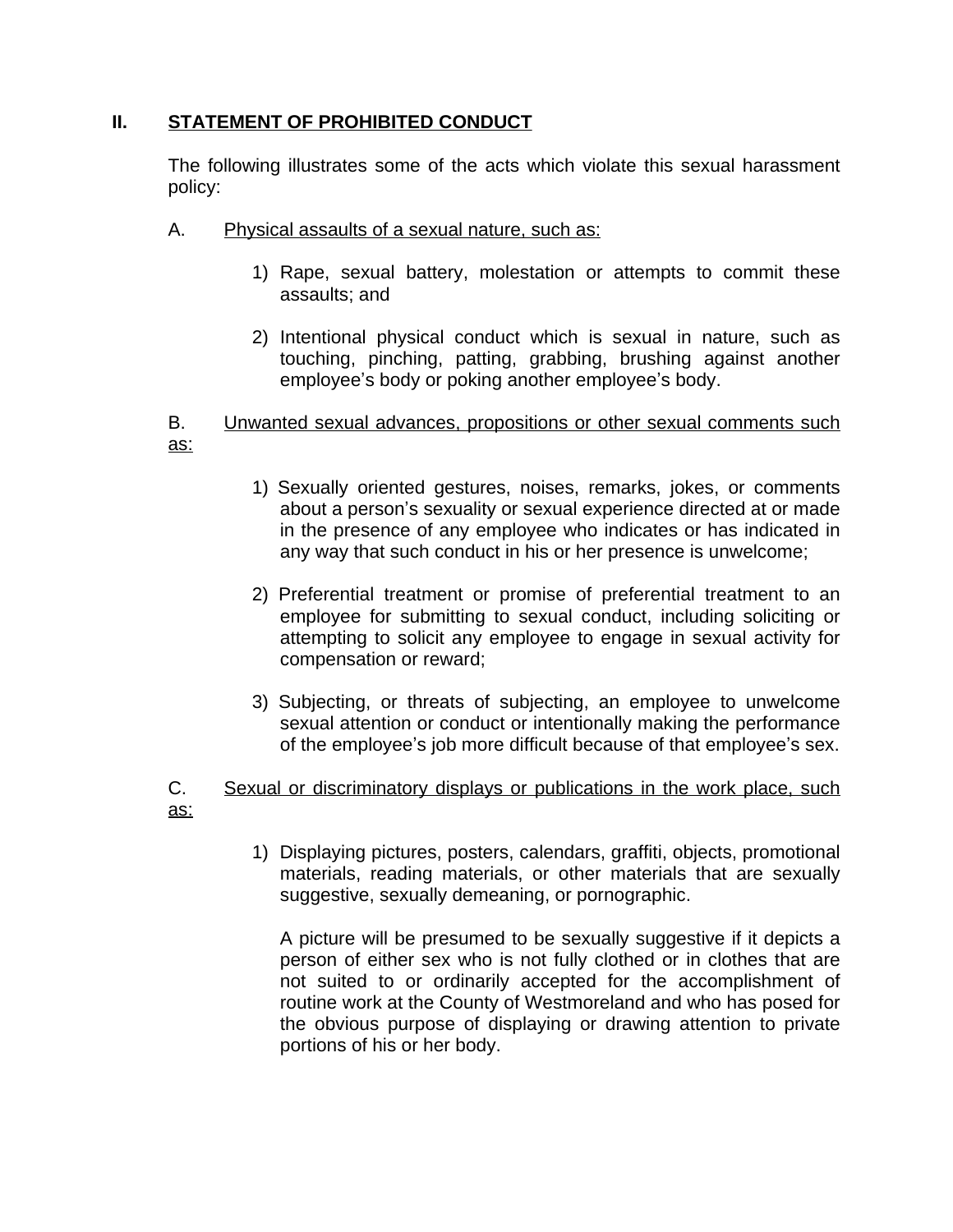## II. STATEMENT OF PROHIBITED CONDUCT

The following illustrates some of the acts which violate this sexual harassment policy:

A. Physical assaults of a sexual nature, such as:

1) Rape, sexual battery, molestation or attempts to commit these assaults; and

2) Intentional physical conduct which is sexual in nature, such as touching, pinching, patting, grabbing, brushing against another employee's body or poking another employee's body.

B. Unwanted sexual advances, propositions or other sexual comments such as:

1) Sexually oriented gestures, noises, remarks, jokes, or comments about a person's sexuality or sexual experience directed at or made in the presence of any employee who indicates or has indicated in any way that such conduct in his or her presence is unwelcome;

2) Preferential treatment or promise of preferential treatment to an employee for submitting to sexual conduct, including soliciting or attempting to solicit any employee to engage in sexual activity for compensation or reward;

3) Subjecting, or threats of subjecting, an employee to unwelcome sexual attention or conduct or intentionally making the performance of the employee's job more difficult because of that employee's sex.

C. Sexual or discriminatory displays or publications in the work place, such as:

1) Displaying pictures, posters, calendars, graffiti, objects, promotional materials, reading materials, or other materials that are sexually suggestive, sexually demeaning, or pornographic.

   A picture will be presumed to be sexually suggestive if it depicts a person of either sex who is not fully clothed or in clothes that are not suited to or ordinarily accepted for the accomplishment of routine work at the County of Westmoreland and who has posed for the obvious purpose of displaying or drawing attention to private portions of his or her body.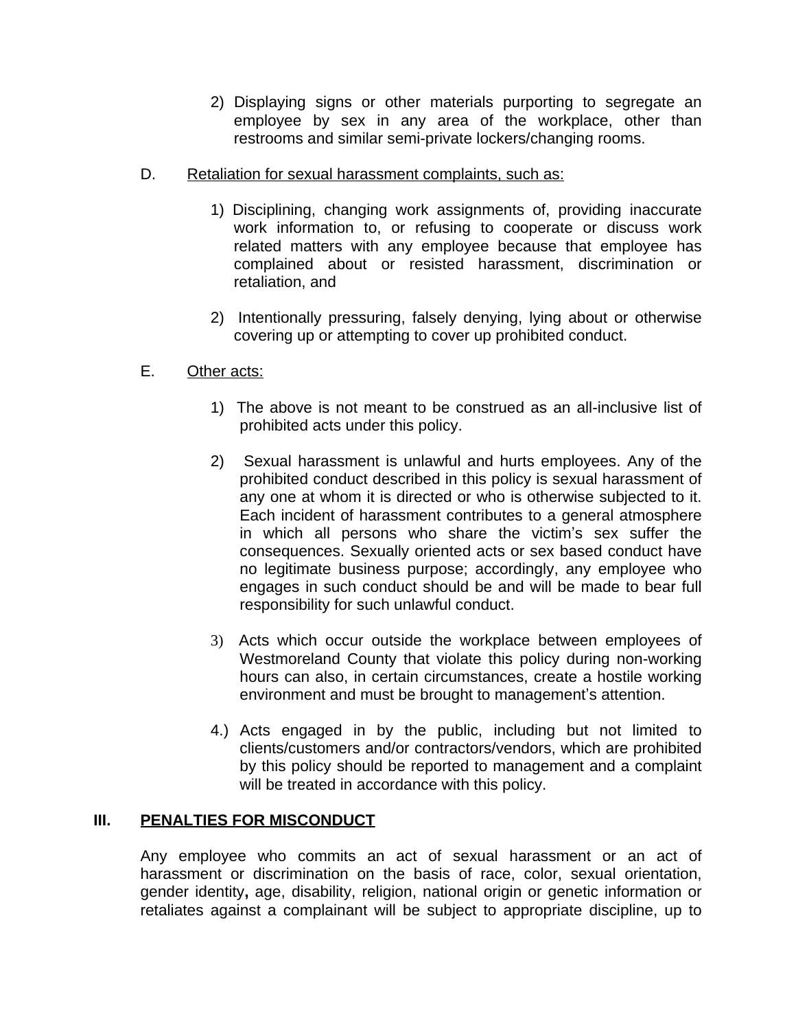2) Displaying signs or other materials purporting to segregate an employee by sex in any area of the workplace, other than restrooms and similar semi-private lockers/changing rooms.

D. Retaliation for sexual harassment complaints, such as:

1) Disciplining, changing work assignments of, providing inaccurate work information to, or refusing to cooperate or discuss work related matters with any employee because that employee has complained about or resisted harassment, discrimination or retaliation, and

2) Intentionally pressuring, falsely denying, lying about or otherwise covering up or attempting to cover up prohibited conduct.

E. Other acts:

1) The above is not meant to be construed as an all-inclusive list of prohibited acts under this policy.

2) Sexual harassment is unlawful and hurts employees. Any of the prohibited conduct described in this policy is sexual harassment of any one at whom it is directed or who is otherwise subjected to it. Each incident of harassment contributes to a general atmosphere in which all persons who share the victim's sex suffer the consequences. Sexually oriented acts or sex based conduct have no legitimate business purpose; accordingly, any employee who engages in such conduct should be and will be made to bear full responsibility for such unlawful conduct.

3) Acts which occur outside the workplace between employees of Westmoreland County that violate this policy during non-working hours can also, in certain circumstances, create a hostile working environment and must be brought to management's attention.

4.) Acts engaged in by the public, including but not limited to clients/customers and/or contractors/vendors, which are prohibited by this policy should be reported to management and a complaint will be treated in accordance with this policy.

## III. PENALTIES FOR MISCONDUCT

Any employee who commits an act of sexual harassment or an act of harassment or discrimination on the basis of race, color, sexual orientation, gender identity**,** age, disability, religion, national origin or genetic information or retaliates against a complainant will be subject to appropriate discipline, up to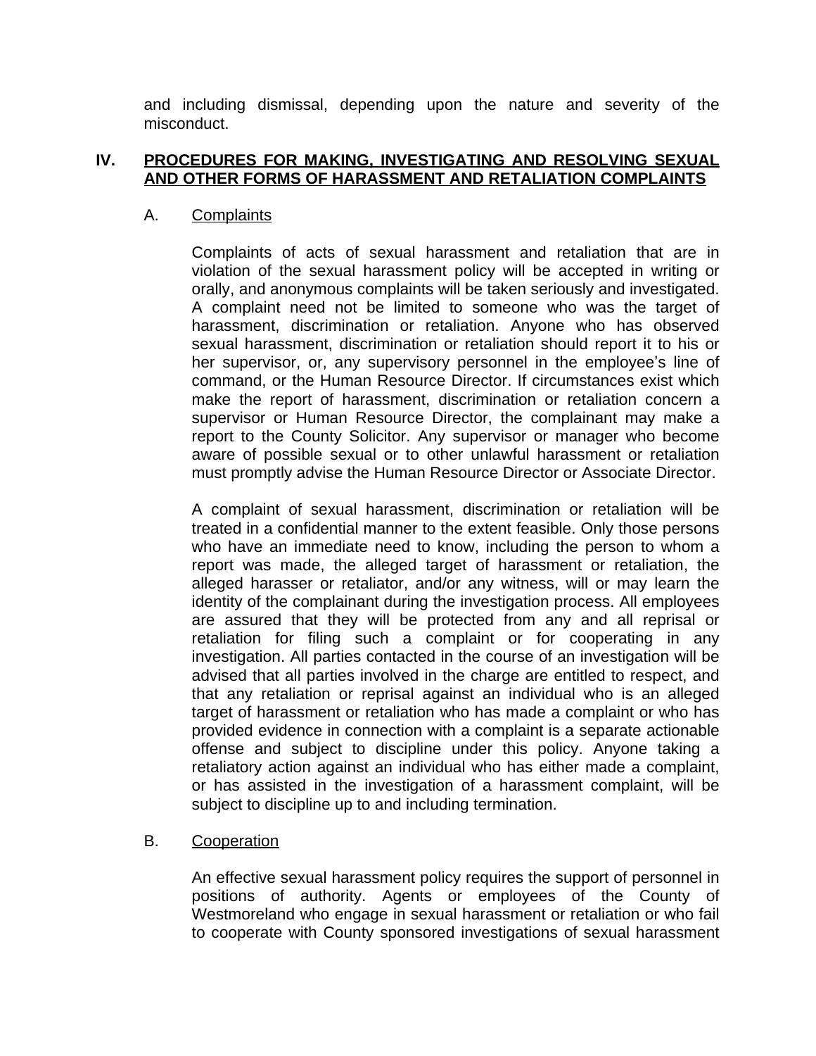and including dismissal, depending upon the nature and severity of the misconduct.

## IV. PROCEDURES FOR MAKING, INVESTIGATING AND RESOLVING SEXUAL AND OTHER FORMS OF HARASSMENT AND RETALIATION COMPLAINTS

### A. Complaints

Complaints of acts of sexual harassment and retaliation that are in violation of the sexual harassment policy will be accepted in writing or orally, and anonymous complaints will be taken seriously and investigated. A complaint need not be limited to someone who was the target of harassment, discrimination or retaliation. Anyone who has observed sexual harassment, discrimination or retaliation should report it to his or her supervisor, or, any supervisory personnel in the employee's line of command, or the Human Resource Director. If circumstances exist which make the report of harassment, discrimination or retaliation concern a supervisor or Human Resource Director, the complainant may make a report to the County Solicitor. Any supervisor or manager who become aware of possible sexual or to other unlawful harassment or retaliation must promptly advise the Human Resource Director or Associate Director.

A complaint of sexual harassment, discrimination or retaliation will be treated in a confidential manner to the extent feasible. Only those persons who have an immediate need to know, including the person to whom a report was made, the alleged target of harassment or retaliation, the alleged harasser or retaliator, and/or any witness, will or may learn the identity of the complainant during the investigation process. All employees are assured that they will be protected from any and all reprisal or retaliation for filing such a complaint or for cooperating in any investigation. All parties contacted in the course of an investigation will be advised that all parties involved in the charge are entitled to respect, and that any retaliation or reprisal against an individual who is an alleged target of harassment or retaliation who has made a complaint or who has provided evidence in connection with a complaint is a separate actionable offense and subject to discipline under this policy. Anyone taking a retaliatory action against an individual who has either made a complaint, or has assisted in the investigation of a harassment complaint, will be subject to discipline up to and including termination.

### B. Cooperation

An effective sexual harassment policy requires the support of personnel in positions of authority. Agents or employees of the County of Westmoreland who engage in sexual harassment or retaliation or who fail to cooperate with County sponsored investigations of sexual harassment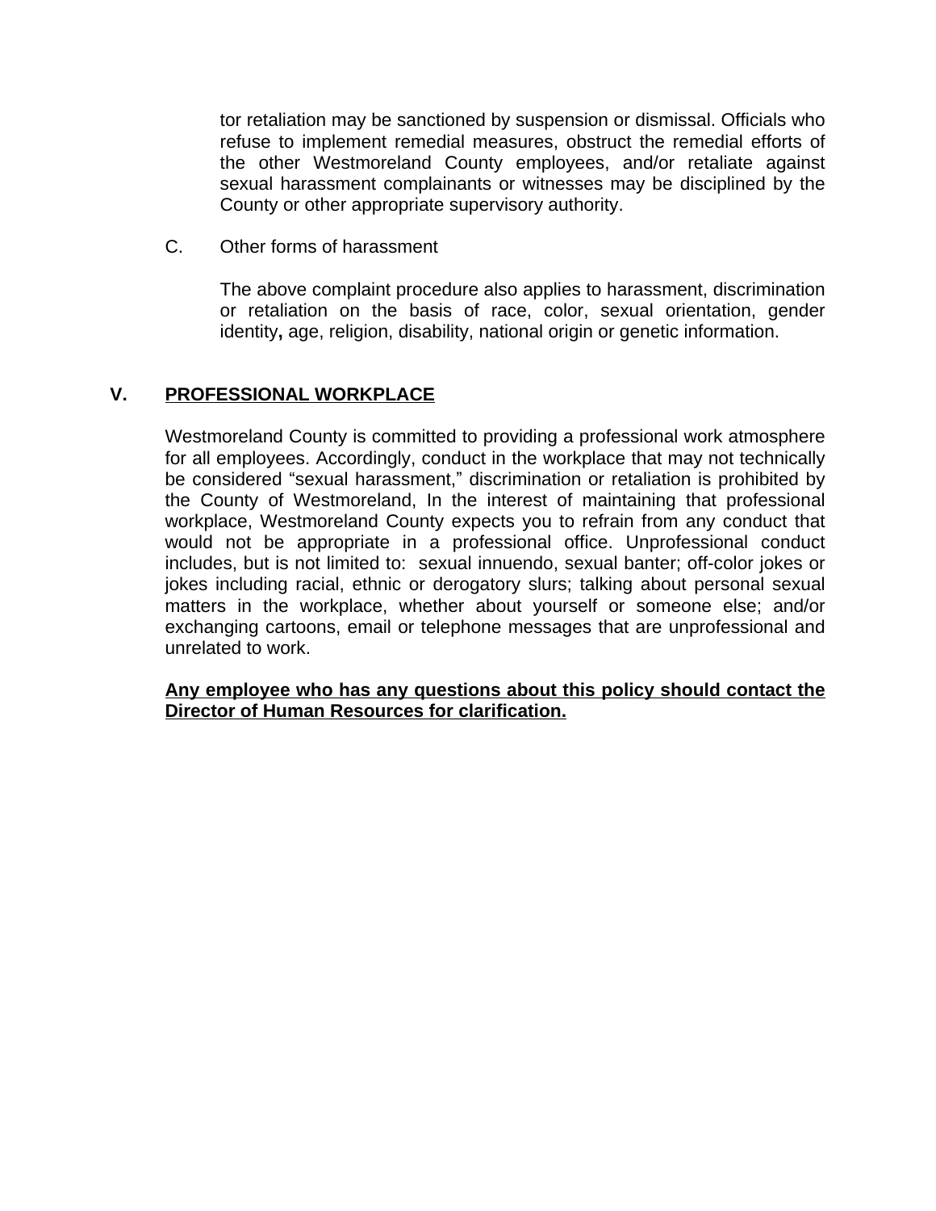tor retaliation may be sanctioned by suspension or dismissal. Officials who refuse to implement remedial measures, obstruct the remedial efforts of the other Westmoreland County employees, and/or retaliate against sexual harassment complainants or witnesses may be disciplined by the County or other appropriate supervisory authority.

C. Other forms of harassment

The above complaint procedure also applies to harassment, discrimination or retaliation on the basis of race, color, sexual orientation, gender identity**,** age, religion, disability, national origin or genetic information.

## V. PROFESSIONAL WORKPLACE

Westmoreland County is committed to providing a professional work atmosphere for all employees. Accordingly, conduct in the workplace that may not technically be considered "sexual harassment," discrimination or retaliation is prohibited by the County of Westmoreland, In the interest of maintaining that professional workplace, Westmoreland County expects you to refrain from any conduct that would not be appropriate in a professional office. Unprofessional conduct includes, but is not limited to: sexual innuendo, sexual banter; off-color jokes or jokes including racial, ethnic or derogatory slurs; talking about personal sexual matters in the workplace, whether about yourself or someone else; and/or exchanging cartoons, email or telephone messages that are unprofessional and unrelated to work.

**Any employee who has any questions about this policy should contact the Director of Human Resources for clarification.**